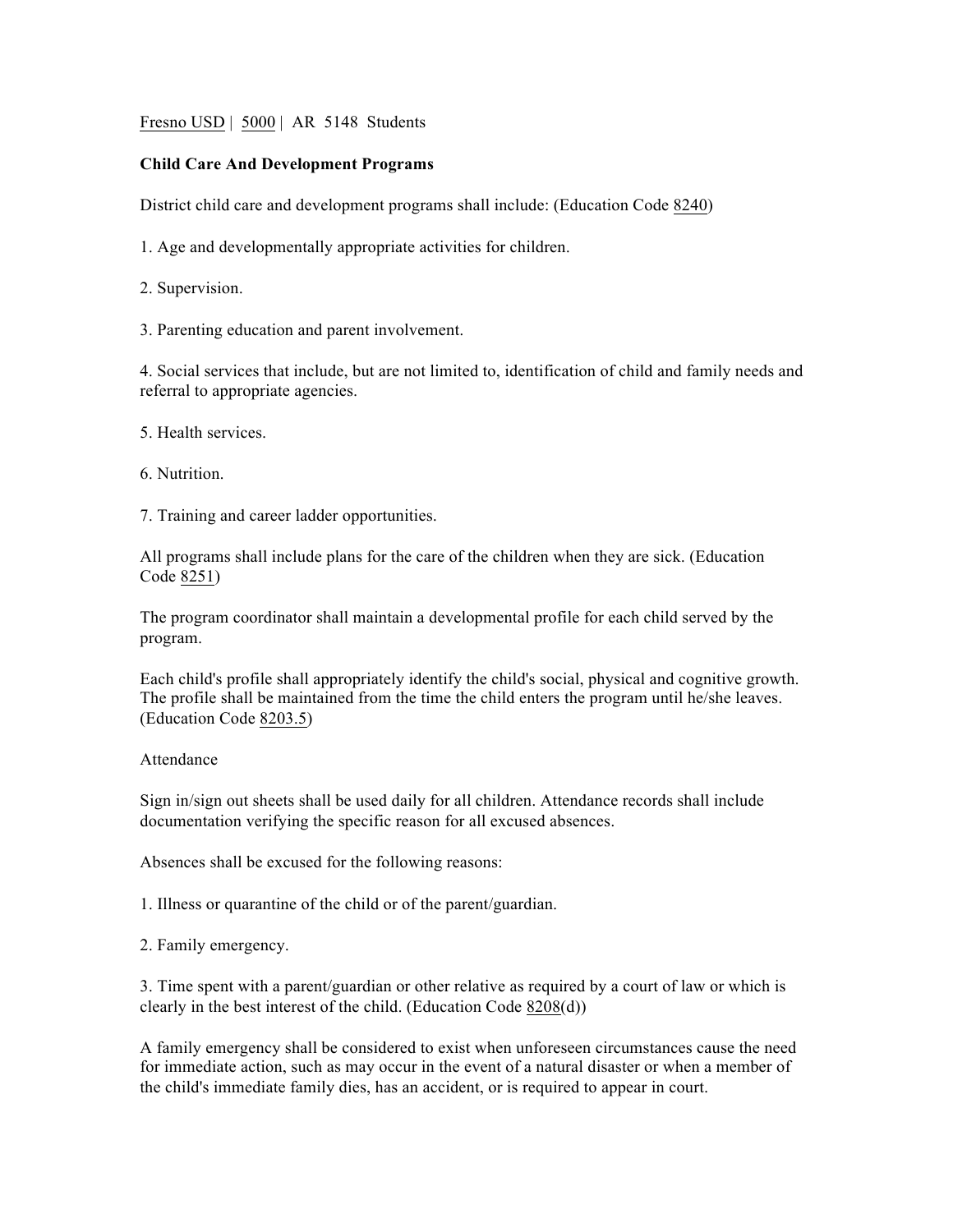Fresno USD | 5000 | AR 5148 Students

**Child Care And Development Programs**

District child care and development programs shall include: (Education Code 8240)

1. Age and developmentally appropriate activities for children.

2. Supervision.

3. Parenting education and parent involvement.

4. Social services that include, but are not limited to, identification of child and family needs and referral to appropriate agencies.

5. Health services.

6. Nutrition.

7. Training and career ladder opportunities.

All programs shall include plans for the care of the children when they are sick. (Education Code 8251)

The program coordinator shall maintain a developmental profile for each child served by the program.

Each child's profile shall appropriately identify the child's social, physical and cognitive growth. The profile shall be maintained from the time the child enters the program until he/she leaves. (Education Code 8203.5)

Attendance

Sign in/sign out sheets shall be used daily for all children. Attendance records shall include documentation verifying the specific reason for all excused absences.

Absences shall be excused for the following reasons:

1. Illness or quarantine of the child or of the parent/guardian.

2. Family emergency.

3. Time spent with a parent/guardian or other relative as required by a court of law or which is clearly in the best interest of the child. (Education Code 8208(d))

A family emergency shall be considered to exist when unforeseen circumstances cause the need for immediate action, such as may occur in the event of a natural disaster or when a member of the child's immediate family dies, has an accident, or is required to appear in court.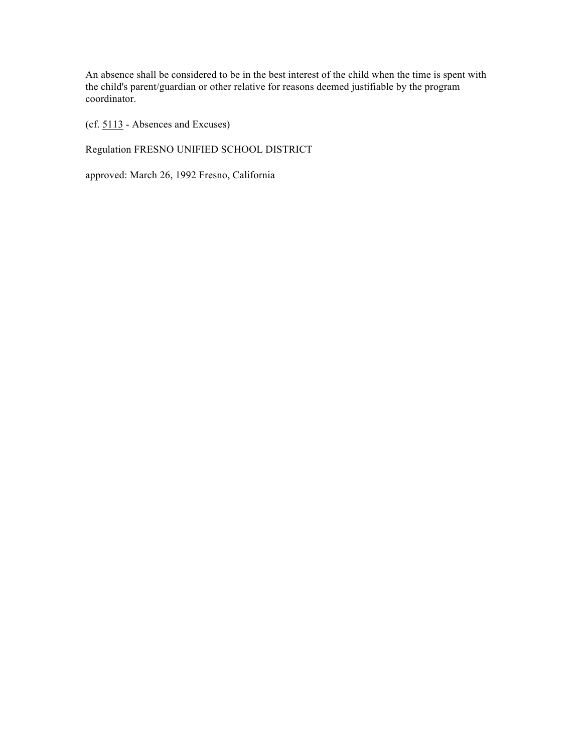An absence shall be considered to be in the best interest of the child when the time is spent with the child's parent/guardian or other relative for reasons deemed justifiable by the program coordinator.

(cf. 5113 - Absences and Excuses)

Regulation FRESNO UNIFIED SCHOOL DISTRICT

approved: March 26, 1992 Fresno, California